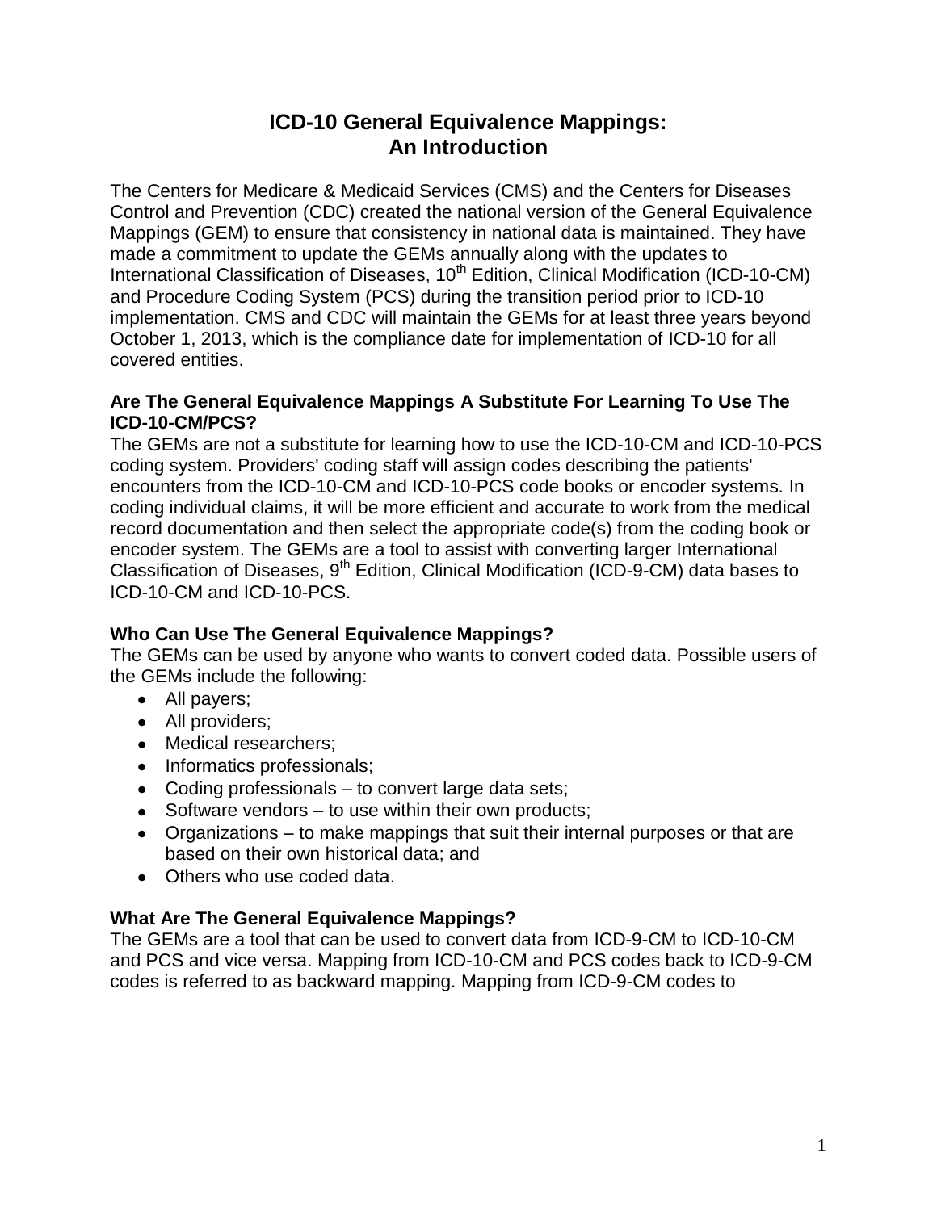# ICD-10 General Equivalence Mappings: An Introduction

The Centers for Medicare & Medicaid Services (CMS) and the Centers for Diseases Control and Prevention (CDC) created the national version of the General Equivalence Mappings (GEM) to ensure that consistency in national data is maintained. They have made a commitment to update the GEMs annually along with the updates to International Classification of Diseases, 10th Edition, Clinical Modification (ICD-10-CM) and Procedure Coding System (PCS) during the transition period prior to ICD-10 implementation. CMS and CDC will maintain the GEMs for at least three years beyond October 1, 2013, which is the compliance date for implementation of ICD-10 for all covered entities.

### Are The General Equivalence Mappings A Substitute For Learning To Use The ICD-10-CM/PCS?

The GEMs are not a substitute for learning how to use the ICD-10-CM and ICD-10-PCS coding system. Providers' coding staff will assign codes describing the patients' encounters from the ICD-10-CM and ICD-10-PCS code books or encoder systems. In coding individual claims, it will be more efficient and accurate to work from the medical record documentation and then select the appropriate code(s) from the coding book or encoder system. The GEMs are a tool to assist with converting larger International Classification of Diseases, 9th Edition, Clinical Modification (ICD-9-CM) data bases to ICD-10-CM and ICD-10-PCS.

### Who Can Use The General Equivalence Mappings?

The GEMs can be used by anyone who wants to convert coded data. Possible users of the GEMs include the following:

- All payers;
- All providers;
- Medical researchers;
- Informatics professionals;
- Coding professionals – to convert large data sets;
- Software vendors – to use within their own products;
- Organizations – to make mappings that suit their internal purposes or that are based on their own historical data; and
- Others who use coded data.

### What Are The General Equivalence Mappings?

The GEMs are a tool that can be used to convert data from ICD-9-CM to ICD-10-CM and PCS and vice versa. Mapping from ICD-10-CM and PCS codes back to ICD-9-CM codes is referred to as backward mapping. Mapping from ICD-9-CM codes to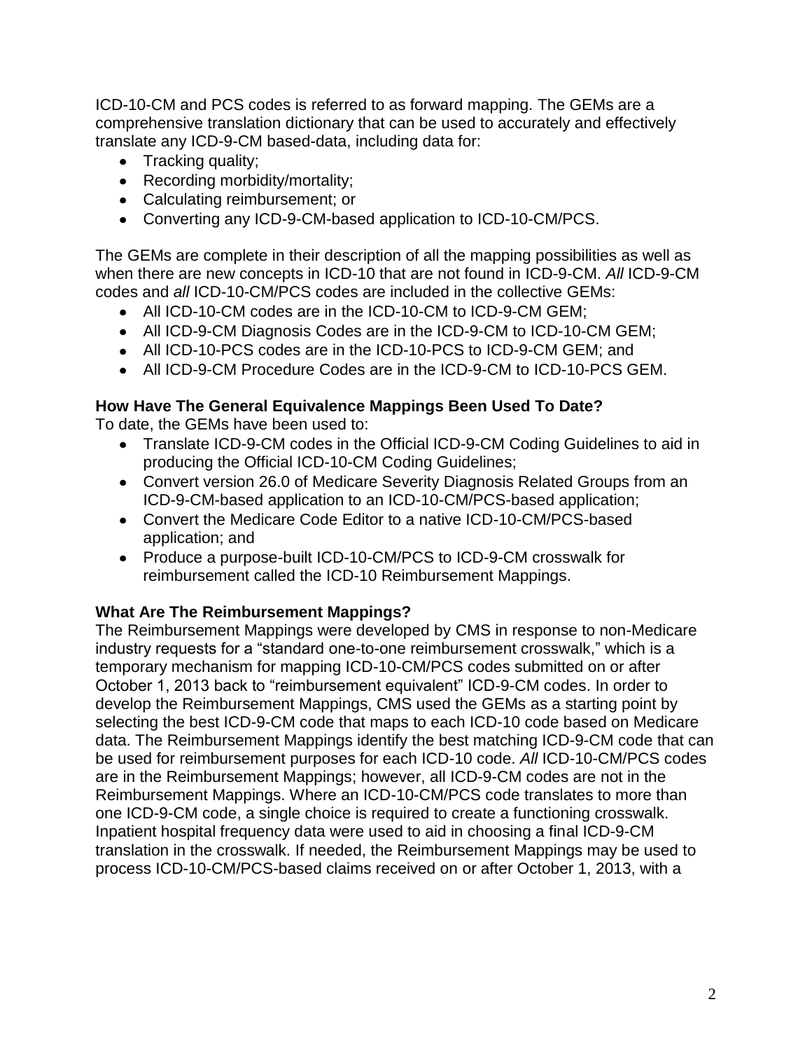ICD-10-CM and PCS codes is referred to as forward mapping. The GEMs are a comprehensive translation dictionary that can be used to accurately and effectively translate any ICD-9-CM based-data, including data for:

- Tracking quality;
- Recording morbidity/mortality;
- Calculating reimbursement; or
- Converting any ICD-9-CM-based application to ICD-10-CM/PCS.

The GEMs are complete in their description of all the mapping possibilities as well as when there are new concepts in ICD-10 that are not found in ICD-9-CM. *All* ICD-9-CM codes and *all* ICD-10-CM/PCS codes are included in the collective GEMs:

- All ICD-10-CM codes are in the ICD-10-CM to ICD-9-CM GEM;
- All ICD-9-CM Diagnosis Codes are in the ICD-9-CM to ICD-10-CM GEM;
- All ICD-10-PCS codes are in the ICD-10-PCS to ICD-9-CM GEM; and
- All ICD-9-CM Procedure Codes are in the ICD-9-CM to ICD-10-PCS GEM.

**How Have The General Equivalence Mappings Been Used To Date?**

To date, the GEMs have been used to:

- Translate ICD-9-CM codes in the Official ICD-9-CM Coding Guidelines to aid in producing the Official ICD-10-CM Coding Guidelines;
- Convert version 26.0 of Medicare Severity Diagnosis Related Groups from an ICD-9-CM-based application to an ICD-10-CM/PCS-based application;
- Convert the Medicare Code Editor to a native ICD-10-CM/PCS-based application; and
- Produce a purpose-built ICD-10-CM/PCS to ICD-9-CM crosswalk for reimbursement called the ICD-10 Reimbursement Mappings.

**What Are The Reimbursement Mappings?**

The Reimbursement Mappings were developed by CMS in response to non-Medicare industry requests for a "standard one-to-one reimbursement crosswalk," which is a temporary mechanism for mapping ICD-10-CM/PCS codes submitted on or after October 1, 2013 back to "reimbursement equivalent" ICD-9-CM codes. In order to develop the Reimbursement Mappings, CMS used the GEMs as a starting point by selecting the best ICD-9-CM code that maps to each ICD-10 code based on Medicare data. The Reimbursement Mappings identify the best matching ICD-9-CM code that can be used for reimbursement purposes for each ICD-10 code. *All* ICD-10-CM/PCS codes are in the Reimbursement Mappings; however, all ICD-9-CM codes are not in the Reimbursement Mappings. Where an ICD-10-CM/PCS code translates to more than one ICD-9-CM code, a single choice is required to create a functioning crosswalk. Inpatient hospital frequency data were used to aid in choosing a final ICD-9-CM translation in the crosswalk. If needed, the Reimbursement Mappings may be used to process ICD-10-CM/PCS-based claims received on or after October 1, 2013, with a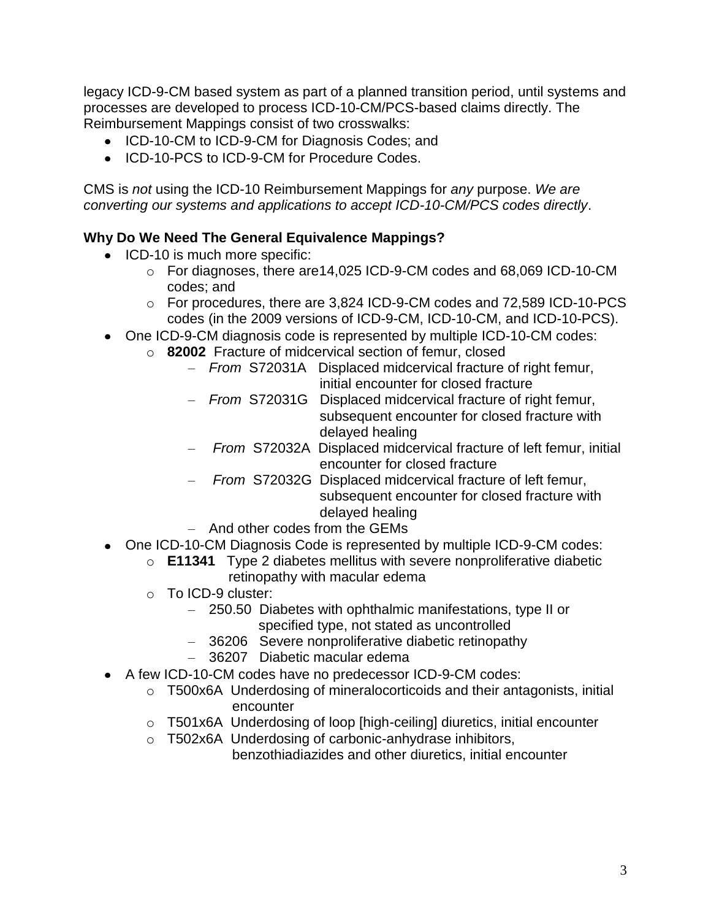legacy ICD-9-CM based system as part of a planned transition period, until systems and processes are developed to process ICD-10-CM/PCS-based claims directly. The Reimbursement Mappings consist of two crosswalks:

- ICD-10-CM to ICD-9-CM for Diagnosis Codes; and
- ICD-10-PCS to ICD-9-CM for Procedure Codes.

CMS is *not* using the ICD-10 Reimbursement Mappings for *any* purpose. *We are converting our systems and applications to accept ICD-10-CM/PCS codes directly*.

**Why Do We Need The General Equivalence Mappings?**

- ICD-10 is much more specific:
  - For diagnoses, there are14,025 ICD-9-CM codes and 68,069 ICD-10-CM codes; and
  - For procedures, there are 3,824 ICD-9-CM codes and 72,589 ICD-10-PCS codes (in the 2009 versions of ICD-9-CM, ICD-10-CM, and ICD-10-PCS).
- One ICD-9-CM diagnosis code is represented by multiple ICD-10-CM codes:
  - **82002** Fracture of midcervical section of femur, closed
    - *From* S72031A Displaced midcervical fracture of right femur, initial encounter for closed fracture
    - *From* S72031G Displaced midcervical fracture of right femur, subsequent encounter for closed fracture with delayed healing
    - *From* S72032A Displaced midcervical fracture of left femur, initial encounter for closed fracture
    - *From* S72032G Displaced midcervical fracture of left femur, subsequent encounter for closed fracture with delayed healing
    - And other codes from the GEMs
- One ICD-10-CM Diagnosis Code is represented by multiple ICD-9-CM codes:
  - **E11341** Type 2 diabetes mellitus with severe nonproliferative diabetic retinopathy with macular edema
  - To ICD-9 cluster:
    - 250.50 Diabetes with ophthalmic manifestations, type II or specified type, not stated as uncontrolled
    - 36206 Severe nonproliferative diabetic retinopathy
    - 36207 Diabetic macular edema
- A few ICD-10-CM codes have no predecessor ICD-9-CM codes:
  - T500x6A Underdosing of mineralocorticoids and their antagonists, initial encounter
  - T501x6A Underdosing of loop [high-ceiling] diuretics, initial encounter
  - T502x6A Underdosing of carbonic-anhydrase inhibitors, benzothiadiazides and other diuretics, initial encounter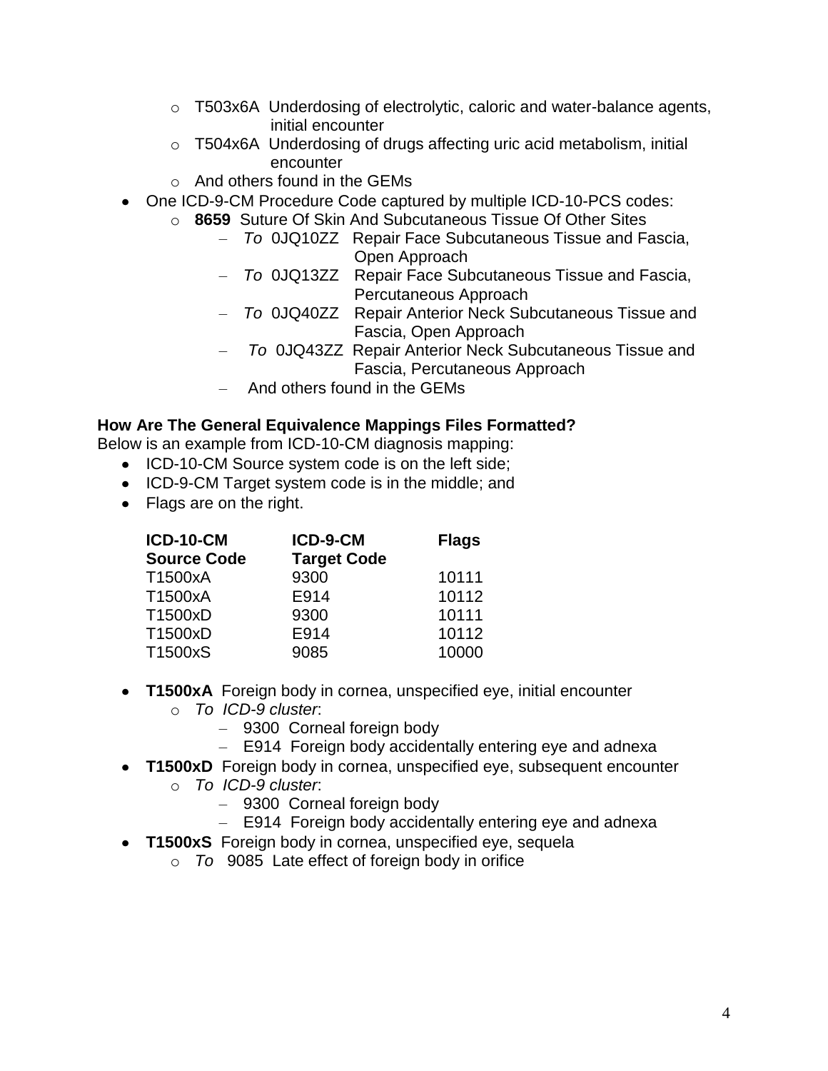- T503x6A Underdosing of electrolytic, caloric and water-balance agents, initial encounter
    - T504x6A Underdosing of drugs affecting uric acid metabolism, initial encounter
    - And others found in the GEMs
- One ICD-9-CM Procedure Code captured by multiple ICD-10-PCS codes:
    - **8659** Suture Of Skin And Subcutaneous Tissue Of Other Sites
        - *To* 0JQ10ZZ Repair Face Subcutaneous Tissue and Fascia, Open Approach
        - *To* 0JQ13ZZ Repair Face Subcutaneous Tissue and Fascia, Percutaneous Approach
        - *To* 0JQ40ZZ Repair Anterior Neck Subcutaneous Tissue and Fascia, Open Approach
        - *To* 0JQ43ZZ Repair Anterior Neck Subcutaneous Tissue and Fascia, Percutaneous Approach
        - And others found in the GEMs

**How Are The General Equivalence Mappings Files Formatted?**

Below is an example from ICD-10-CM diagnosis mapping:

- ICD-10-CM Source system code is on the left side;
- ICD-9-CM Target system code is in the middle; and
- Flags are on the right.

| ICD-10-CM Source Code | ICD-9-CM Target Code | Flags |
|---|---|---|
| T1500xA | 9300 | 10111 |
| T1500xA | E914 | 10112 |
| T1500xD | 9300 | 10111 |
| T1500xD | E914 | 10112 |
| T1500xS | 9085 | 10000 |

- **T1500xA** Foreign body in cornea, unspecified eye, initial encounter
    - *To ICD-9 cluster*:
        - 9300 Corneal foreign body
        - E914 Foreign body accidentally entering eye and adnexa
- **T1500xD** Foreign body in cornea, unspecified eye, subsequent encounter
    - *To ICD-9 cluster*:
        - 9300 Corneal foreign body
        - E914 Foreign body accidentally entering eye and adnexa
- **T1500xS** Foreign body in cornea, unspecified eye, sequela
    - *To* 9085 Late effect of foreign body in orifice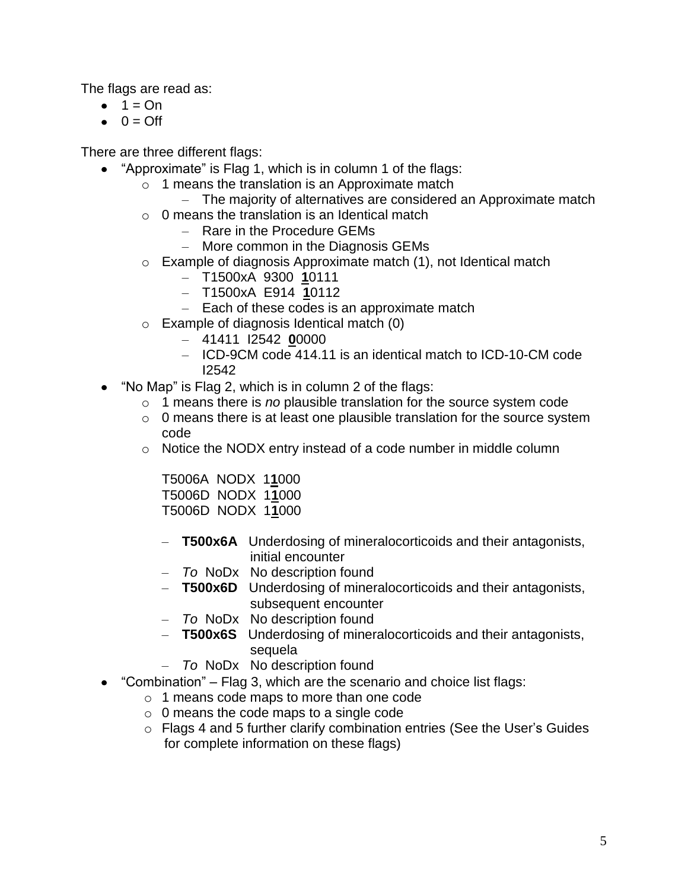The flags are read as:

- 1 = On
- 0 = Off

There are three different flags:

- "Approximate" is Flag 1, which is in column 1 of the flags:
  - 1 means the translation is an Approximate match
    - The majority of alternatives are considered an Approximate match
  - 0 means the translation is an Identical match
    - Rare in the Procedure GEMs
    - More common in the Diagnosis GEMs
  - Example of diagnosis Approximate match (1), not Identical match
    - T1500xA 9300 **1**0111
    - T1500xA E914 **1**0112
    - Each of these codes is an approximate match
  - Example of diagnosis Identical match (0)
    - 41411 I2542 **0**0000
    - ICD-9CM code 414.11 is an identical match to ICD-10-CM code I2542
- "No Map" is Flag 2, which is in column 2 of the flags:
  - 1 means there is *no* plausible translation for the source system code
  - 0 means there is at least one plausible translation for the source system code
  - Notice the NODX entry instead of a code number in middle column

    T5006A NODX 1**1**000
    T5006D NODX 1**1**000
    T5006D NODX 1**1**000

    - **T500x6A** Underdosing of mineralocorticoids and their antagonists, initial encounter
    - *To* NoDx No description found
    - **T500x6D** Underdosing of mineralocorticoids and their antagonists, subsequent encounter
    - *To* NoDx No description found
    - **T500x6S** Underdosing of mineralocorticoids and their antagonists, sequela
    - *To* NoDx No description found
- "Combination" – Flag 3, which are the scenario and choice list flags:
  - 1 means code maps to more than one code
  - 0 means the code maps to a single code
  - Flags 4 and 5 further clarify combination entries (See the User's Guides for complete information on these flags)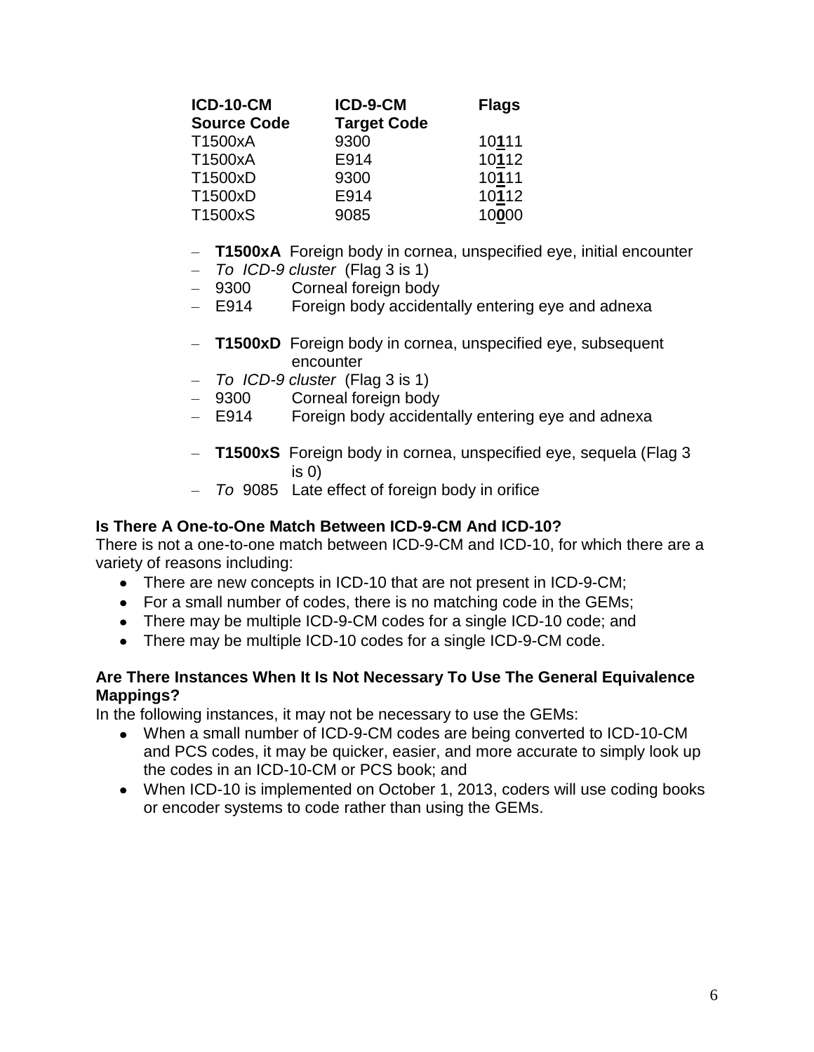| ICD-10-CM Source Code | ICD-9-CM Target Code | Flags |
|---|---|---|
| T1500xA | 9300 | 10**1**11 |
| T1500xA | E914 | 10**1**12 |
| T1500xD | 9300 | 10**1**11 |
| T1500xD | E914 | 10**1**12 |
| T1500xS | 9085 | 10**0**00 |

- **T1500xA** Foreign body in cornea, unspecified eye, initial encounter
- *To ICD-9 cluster* (Flag 3 is 1)
- 9300 Corneal foreign body
- E914 Foreign body accidentally entering eye and adnexa

- **T1500xD** Foreign body in cornea, unspecified eye, subsequent encounter
- *To ICD-9 cluster* (Flag 3 is 1)
- 9300 Corneal foreign body
- E914 Foreign body accidentally entering eye and adnexa

- **T1500xS** Foreign body in cornea, unspecified eye, sequela (Flag 3 is 0)
- *To* 9085 Late effect of foreign body in orifice

**Is There A One-to-One Match Between ICD-9-CM And ICD-10?**

There is not a one-to-one match between ICD-9-CM and ICD-10, for which there are a variety of reasons including:

- There are new concepts in ICD-10 that are not present in ICD-9-CM;
- For a small number of codes, there is no matching code in the GEMs;
- There may be multiple ICD-9-CM codes for a single ICD-10 code; and
- There may be multiple ICD-10 codes for a single ICD-9-CM code.

**Are There Instances When It Is Not Necessary To Use The General Equivalence Mappings?**

In the following instances, it may not be necessary to use the GEMs:

- When a small number of ICD-9-CM codes are being converted to ICD-10-CM and PCS codes, it may be quicker, easier, and more accurate to simply look up the codes in an ICD-10-CM or PCS book; and
- When ICD-10 is implemented on October 1, 2013, coders will use coding books or encoder systems to code rather than using the GEMs.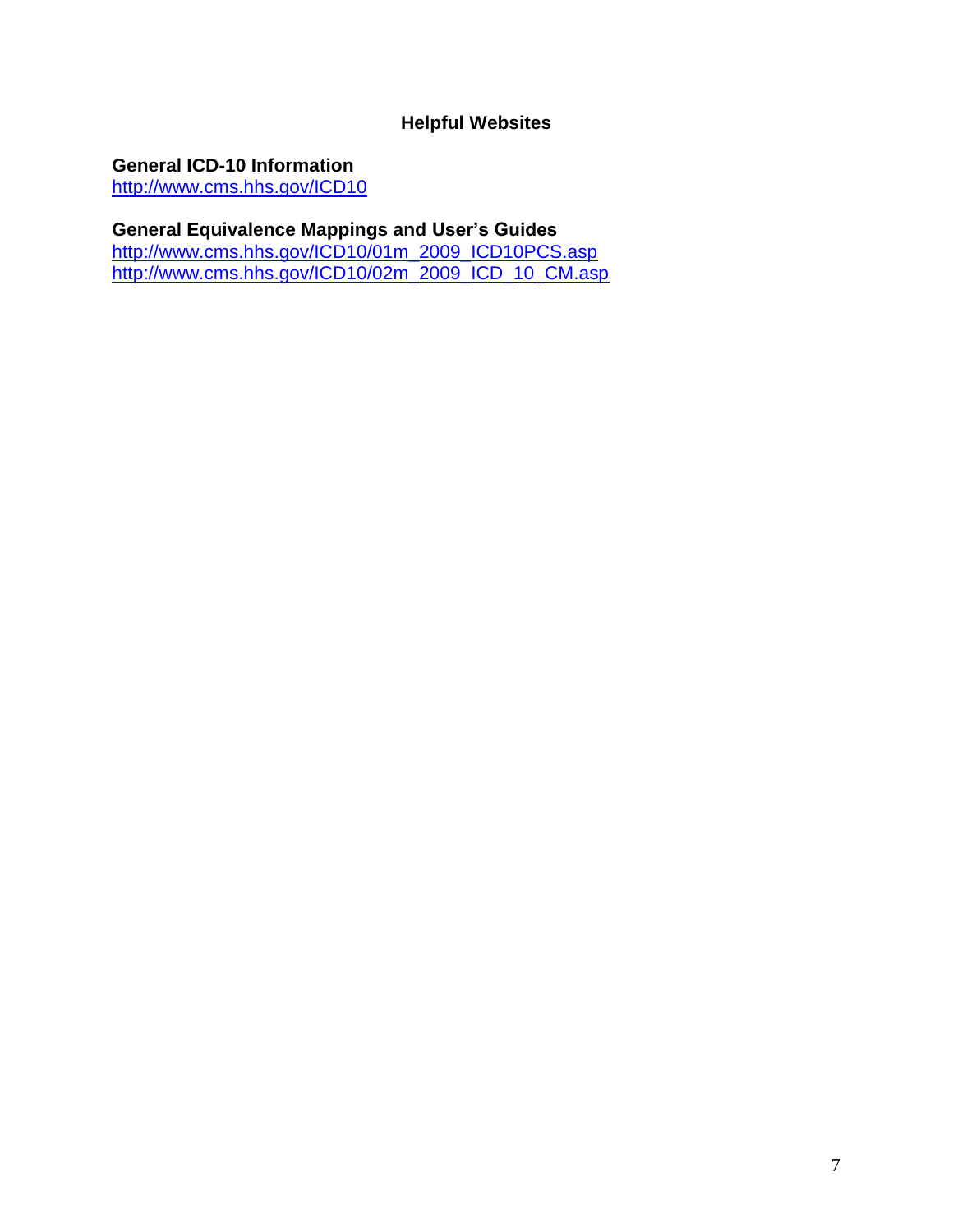## Helpful Websites

### General ICD-10 Information

http://www.cms.hhs.gov/ICD10

### General Equivalence Mappings and User's Guides

http://www.cms.hhs.gov/ICD10/01m_2009_ICD10PCS.asp
http://www.cms.hhs.gov/ICD10/02m_2009_ICD_10_CM.asp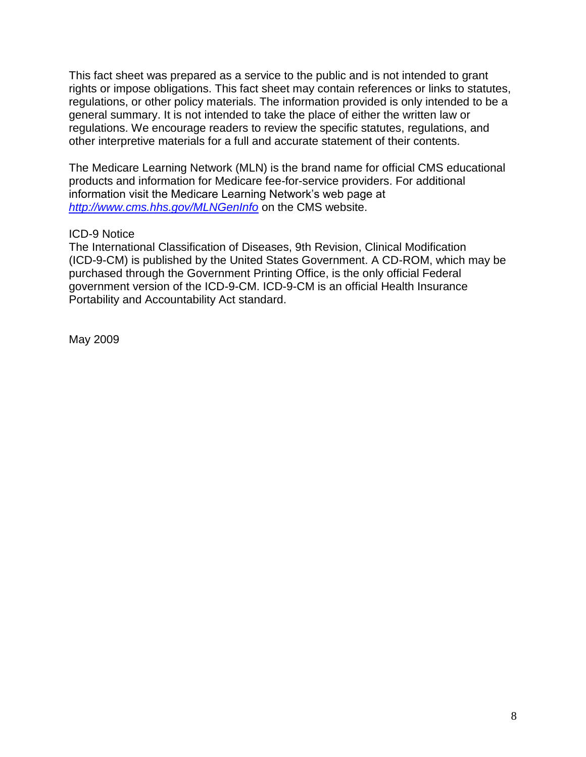This fact sheet was prepared as a service to the public and is not intended to grant rights or impose obligations. This fact sheet may contain references or links to statutes, regulations, or other policy materials. The information provided is only intended to be a general summary. It is not intended to take the place of either the written law or regulations. We encourage readers to review the specific statutes, regulations, and other interpretive materials for a full and accurate statement of their contents.

The Medicare Learning Network (MLN) is the brand name for official CMS educational products and information for Medicare fee-for-service providers. For additional information visit the Medicare Learning Network's web page at *http://www.cms.hhs.gov/MLNGenInfo* on the CMS website.

ICD-9 Notice

The International Classification of Diseases, 9th Revision, Clinical Modification (ICD-9-CM) is published by the United States Government. A CD-ROM, which may be purchased through the Government Printing Office, is the only official Federal government version of the ICD-9-CM. ICD-9-CM is an official Health Insurance Portability and Accountability Act standard.

May 2009